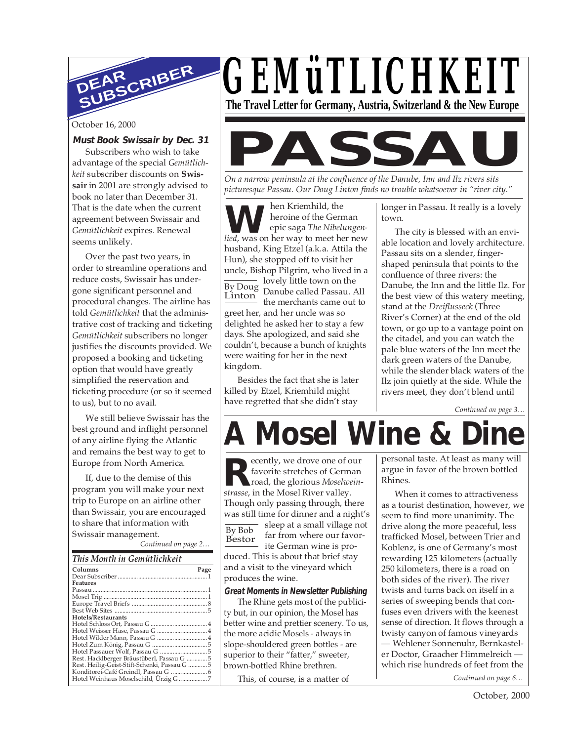# GEMüTLICHKEIT

**The Travel Letter for Germany, Austria, Switzerland & the New Europe**

## DEAR SUBSCRIBER

October 16, 2000

### Must Book Swissair by Dec. 31

Subscribers who wish to take advantage of the special *Gemütlichkeit* subscriber discounts on **Swissair** in 2001 are strongly advised to book no later than December 31. That is the date when the current agreement between Swissair and *Gemütlichkeit* expires. Renewal seems unlikely.

Over the past two years, in order to streamline operations and reduce costs, Swissair has undergone significant personnel and procedural changes. The airline has told *Gemütlichkeit* that the administrative cost of tracking and ticketing *Gemütlichkeit* subscribers no longer justifies the discounts provided. We proposed a booking and ticketing option that would have greatly simplified the reservation and ticketing procedure (or so it seemed to us), but to no avail.

We still believe Swissair has the best ground and inflight personnel of any airline flying the Atlantic and remains the best way to get to Europe from North America.

If, due to the demise of this program you will make your next trip to Europe on an airline other than Swissair, you are encouraged to share that information with Swissair management.

*Continued on page 2…*

### This Month in Gemütlichkeit

| Columns | Page |
|---|---|
| Dear Subscriber | 1 |
| **Features** | |
| Passau | 1 |
| Mosel Trip | 1 |
| Europe Travel Briefs | 8 |
| Best Web Sites | 5 |
| **Hotels/Restaurants** | |
| Hotel Schloss Ort, Passau G | 4 |
| Hotel Weisser Hase, Passau G | 4 |
| Hotel Wilder Mann, Passau G | 4 |
| Hotel Zum König, Passau G | 5 |
| Hotel Passauer Wolf, Passau G | 5 |
| Rest. Hacklberger Bräustüberl, Passau G | 5 |
| Rest. Heilig-Geist-Stift-Schenki, Passau G | 5 |
| Konditorei-Café Greindl, Passau G | 6 |
| Hotel Weinhaus Moselschild, Ürzig G | 7 |

# PASSAU

*On a narrow peninsula at the confluence of the Danube, Inn and Ilz rivers sits picturesque Passau. Our Doug Linton finds no trouble whatsoever in "river city."*

By Doug Linton

When Kriemhild, the heroine of the German epic saga *The Nibelungenlied*, was on her way to meet her new husband, King Etzel (a.k.a. Attila the Hun), she stopped off to visit her uncle, Bishop Pilgrim, who lived in a lovely little town on the Danube called Passau. All the merchants came out to greet her, and her uncle was so delighted he asked her to stay a few days. She apologized, and said she couldn't, because a bunch of knights were waiting for her in the next kingdom.

Besides the fact that she is later killed by Etzel, Kriemhild might have regretted that she didn't stay longer in Passau. It really is a lovely town.

The city is blessed with an enviable location and lovely architecture. Passau sits on a slender, finger-shaped peninsula that points to the confluence of three rivers: the Danube, the Inn and the little Ilz. For the best view of this watery meeting, stand at the *Dreiflusseck* (Three River's Corner) at the end of the old town, or go up to a vantage point on the citadel, and you can watch the pale blue waters of the Inn meet the dark green waters of the Danube, while the slender black waters of the Ilz join quietly at the side. While the rivers meet, they don't blend until

*Continued on page 3…*

# A Mosel Wine & Dine

By Bob Bestor

Recently, we drove one of our favorite stretches of German road, the glorious *Moselweinstrasse*, in the Mosel River valley. Though only passing through, there was still time for dinner and a night's sleep at a small village not far from where our favorite German wine is produced. This is about that brief stay and a visit to the vineyard which produces the wine.

### Great Moments in Newsletter Publishing

The Rhine gets most of the publicity but, in our opinion, the Mosel has better wine and prettier scenery. To us, the more acidic Mosels - always in slope-shouldered green bottles - are superior to their "fatter," sweeter, brown-bottled Rhine brethren.

This, of course, is a matter of personal taste. At least as many will argue in favor of the brown bottled Rhines.

When it comes to attractiveness as a tourist destination, however, we seem to find more unanimity. The drive along the more peaceful, less trafficked Mosel, between Trier and Koblenz, is one of Germany's most rewarding 125 kilometers (actually 250 kilometers, there is a road on both sides of the river). The river twists and turns back on itself in a series of sweeping bends that confuses even drivers with the keenest sense of direction. It flows through a twisty canyon of famous vineyards — Wehlener Sonnenuhr, Bernkasteler Doctor, Graacher Himmelreich — which rise hundreds of feet from the

*Continued on page 6…*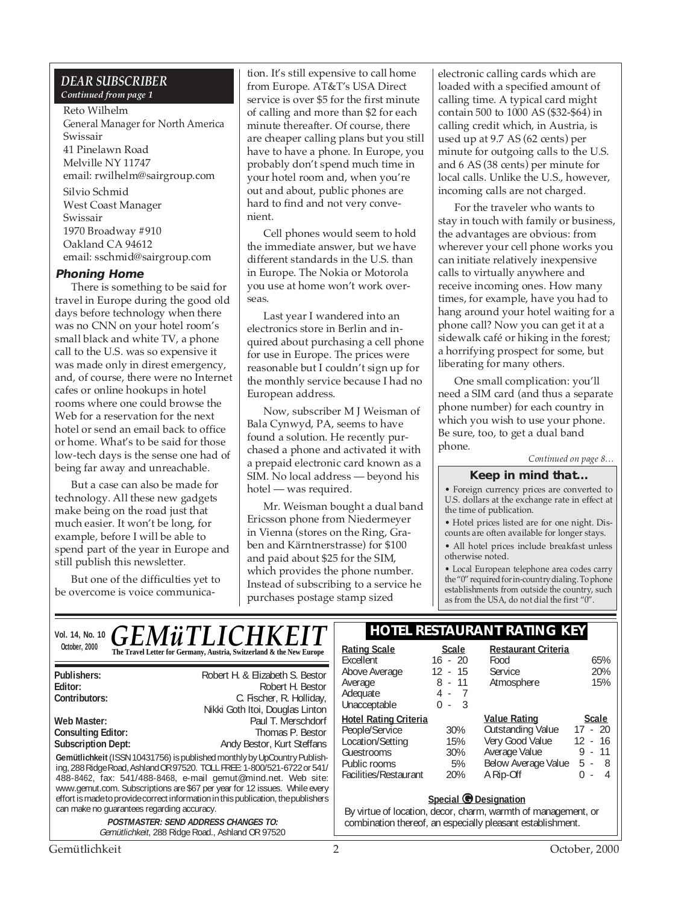## DEAR SUBSCRIBER

*Continued from page 1*

Reto Wilhelm
General Manager for North America
Swissair
41 Pinelawn Road
Melville NY 11747
email: rwilhelm@sairgroup.com

Silvio Schmid
West Coast Manager
Swissair
1970 Broadway #910
Oakland CA 94612
email: sschmid@sairgroup.com

### Phoning Home

There is something to be said for travel in Europe during the good old days before technology when there was no CNN on your hotel room's small black and white TV, a phone call to the U.S. was so expensive it was made only in direst emergency, and, of course, there were no Internet cafes or online hookups in hotel rooms where one could browse the Web for a reservation for the next hotel or send an email back to office or home. What's to be said for those low-tech days is the sense one had of being far away and unreachable.

But a case can also be made for technology. All these new gadgets make being on the road just that much easier. It won't be long, for example, before I will be able to spend part of the year in Europe and still publish this newsletter.

But one of the difficulties yet to be overcome is voice communication. It's still expensive to call home from Europe. AT&T's USA Direct service is over $5 for the first minute of calling and more than $2 for each minute thereafter. Of course, there are cheaper calling plans but you still have to have a phone. In Europe, you probably don't spend much time in your hotel room and, when you're out and about, public phones are hard to find and not very convenient.

Cell phones would seem to hold the immediate answer, but we have different standards in the U.S. than in Europe. The Nokia or Motorola you use at home won't work overseas.

Last year I wandered into an electronics store in Berlin and inquired about purchasing a cell phone for use in Europe. The prices were reasonable but I couldn't sign up for the monthly service because I had no European address.

Now, subscriber M J Weisman of Bala Cynwyd, PA, seems to have found a solution. He recently purchased a phone and activated it with a prepaid electronic card known as a SIM. No local address — beyond his hotel — was required.

Mr. Weisman bought a dual band Ericsson phone from Niedermeyer in Vienna (stores on the Ring, Graben and Kärntnerstrasse) for $100 and paid about $25 for the SIM, which provides the phone number. Instead of subscribing to a service he purchases postage stamp sized electronic calling cards which are loaded with a specified amount of calling time. A typical card might contain 500 to 1000 AS ($32-$64) in calling credit which, in Austria, is used up at 9.7 AS (62 cents) per minute for outgoing calls to the U.S. and 6 AS (38 cents) per minute for local calls. Unlike the U.S., however, incoming calls are not charged.

For the traveler who wants to stay in touch with family or business, the advantages are obvious: from wherever your cell phone works you can initiate relatively inexpensive calls to virtually anywhere and receive incoming ones. How many times, for example, have you had to hang around your hotel waiting for a phone call? Now you can get it at a sidewalk café or hiking in the forest; a horrifying prospect for some, but liberating for many others.

One small complication: you'll need a SIM card (and thus a separate phone number) for each country in which you wish to use your phone. Be sure, too, to get a dual band phone.

*Continued on page 8…*

### Keep in mind that...

- Foreign currency prices are converted to U.S. dollars at the exchange rate in effect at the time of publication.
- Hotel prices listed are for one night. Discounts are often available for longer stays.
- All hotel prices include breakfast unless otherwise noted.
- Local European telephone area codes carry the "0" required for in-country dialing. To phone establishments from outside the country, such as from the USA, do not dial the first "0".

---

Vol. 14, No. 10
October, 2000

# GEMüTLICHKEIT

**The Travel Letter for Germany, Austria, Switzerland & the New Europe**

**Publishers:** Robert H. & Elizabeth S. Bestor
**Editor:** Robert H. Bestor
**Contributors:** C. Fischer, R. Holliday, Nikki Goth Itoi, Douglas Linton
**Web Master:** Paul T. Merschdorf
**Consulting Editor:** Thomas P. Bestor
**Subscription Dept:** Andy Bestor, Kurt Steffans

**Gemütlichkeit** (ISSN 10431756) is published monthly by UpCountry Publishing, 288 Ridge Road, Ashland OR 97520. TOLL FREE: 1-800/521-6722 or 541/488-8462, fax: 541/488-8468, e-mail gemut@mind.net. Web site: www.gemut.com. Subscriptions are $67 per year for 12 issues. While every effort is made to provide correct information in this publication, the publishers can make no guarantees regarding accuracy.

***POSTMASTER: SEND ADDRESS CHANGES TO:***
*Gemütlichkeit*, 288 Ridge Road., Ashland OR 97520

### HOTEL RESTAURANT RATING KEY

| Rating Scale | Scale |
|---|---|
| Excellent | 16 - 20 |
| Above Average | 12 - 15 |
| Average | 8 - 11 |
| Adequate | 4 - 7 |
| Unacceptable | 0 - 3 |

| Restaurant Criteria | |
|---|---|
| Food | 65% |
| Service | 20% |
| Atmosphere | 15% |

| Hotel Rating Criteria | |
|---|---|
| People/Service | 30% |
| Location/Setting | 15% |
| Guestrooms | 30% |
| Public rooms | 5% |
| Facilities/Restaurant | 20% |

| Value Rating | Scale |
|---|---|
| Outstanding Value | 17 - 20 |
| Very Good Value | 12 - 16 |
| Average Value | 9 - 11 |
| Below Average Value | 5 - 8 |
| A Rip-Off | 0 - 4 |

**Special G Designation**

By virtue of location, decor, charm, warmth of management, or combination thereof, an especially pleasant establishment.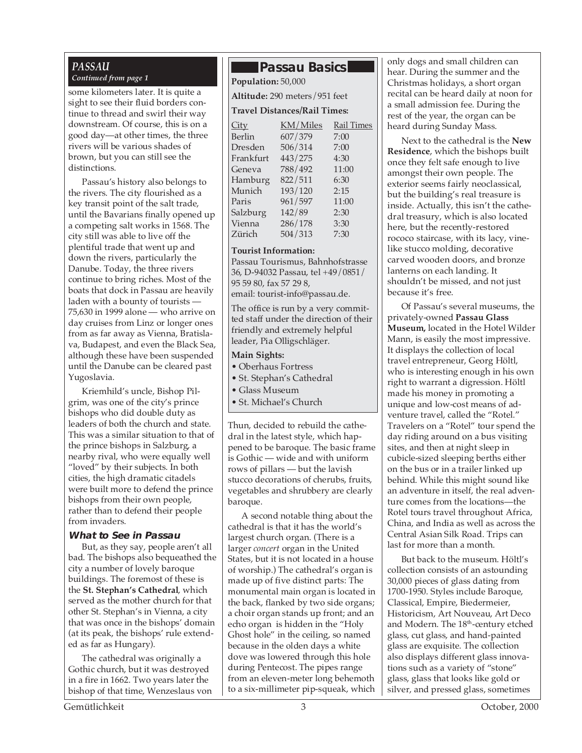*PASSAU*

*Continued from page 1*

some kilometers later. It is quite a sight to see their fluid borders continue to thread and swirl their way downstream. Of course, this is on a good day—at other times, the three rivers will be various shades of brown, but you can still see the distinctions.

Passau's history also belongs to the rivers. The city flourished as a key transit point of the salt trade, until the Bavarians finally opened up a competing salt works in 1568. The city still was able to live off the plentiful trade that went up and down the rivers, particularly the Danube. Today, the three rivers continue to bring riches. Most of the boats that dock in Passau are heavily laden with a bounty of tourists — 75,630 in 1999 alone — who arrive on day cruises from Linz or longer ones from as far away as Vienna, Bratislava, Budapest, and even the Black Sea, although these have been suspended until the Danube can be cleared past Yugoslavia.

Kriemhild's uncle, Bishop Pilgrim, was one of the city's prince bishops who did double duty as leaders of both the church and state. This was a similar situation to that of the prince bishops in Salzburg, a nearby rival, who were equally well "loved" by their subjects. In both cities, the high dramatic citadels were built more to defend the prince bishops from their own people, rather than to defend their people from invaders.

### What to See in Passau

But, as they say, people aren't all bad. The bishops also bequeathed the city a number of lovely baroque buildings. The foremost of these is the **St. Stephan's Cathedral**, which served as the mother church for that other St. Stephan's in Vienna, a city that was once in the bishops' domain (at its peak, the bishops' rule extended as far as Hungary).

The cathedral was originally a Gothic church, but it was destroyed in a fire in 1662. Two years later the bishop of that time, Wenzeslaus von Thun, decided to rebuild the cathedral in the latest style, which happened to be baroque. The basic frame is Gothic — wide and with uniform rows of pillars — but the lavish stucco decorations of cherubs, fruits, vegetables and shrubbery are clearly baroque.

A second notable thing about the cathedral is that it has the world's largest church organ. (There is a larger *concert* organ in the United States, but it is not located in a house of worship.) The cathedral's organ is made up of five distinct parts: The monumental main organ is located in the back, flanked by two side organs; a choir organ stands up front; and an echo organ is hidden in the "Holy Ghost hole" in the ceiling, so named because in the olden days a white dove was lowered through this hole during Pentecost. The pipes range from an eleven-meter long behemoth to a six-millimeter pip-squeak, which only dogs and small children can hear. During the summer and the Christmas holidays, a short organ recital can be heard daily at noon for a small admission fee. During the rest of the year, the organ can be heard during Sunday Mass.

Next to the cathedral is the **New Residence**, which the bishops built once they felt safe enough to live amongst their own people. The exterior seems fairly neoclassical, but the building's real treasure is inside. Actually, this isn't the cathedral treasury, which is also located here, but the recently-restored rococo staircase, with its lacy, vine-like stucco molding, decorative carved wooden doors, and bronze lanterns on each landing. It shouldn't be missed, and not just because it's free.

Of Passau's several museums, the privately-owned **Passau Glass Museum,** located in the Hotel Wilder Mann, is easily the most impressive. It displays the collection of local travel entrepreneur, Georg Höltl, who is interesting enough in his own right to warrant a digression. Höltl made his money in promoting a unique and low-cost means of adventure travel, called the "Rotel." Travelers on a "Rotel" tour spend the day riding around on a bus visiting sites, and then at night sleep in cubicle-sized sleeping berths either on the bus or in a trailer linked up behind. While this might sound like an adventure in itself, the real adventure comes from the locations—the Rotel tours travel throughout Africa, China, and India as well as across the Central Asian Silk Road. Trips can last for more than a month.

But back to the museum. Höltl's collection consists of an astounding 30,000 pieces of glass dating from 1700-1950. Styles include Baroque, Classical, Empire, Biedermeier, Historicism, Art Nouveau, Art Deco and Modern. The 18th-century etched glass, cut glass, and hand-painted glass are exquisite. The collection also displays different glass innovations such as a variety of "stone" glass, glass that looks like gold or silver, and pressed glass, sometimes

## Passau Basics

**Population:** 50,000

**Altitude:** 290 meters/951 feet

**Travel Distances/Rail Times:**

| City | KM/Miles | Rail Times |
|---|---|---|
| Berlin | 607/379 | 7:00 |
| Dresden | 506/314 | 7:00 |
| Frankfurt | 443/275 | 4:30 |
| Geneva | 788/492 | 11:00 |
| Hamburg | 822/511 | 6:30 |
| Munich | 193/120 | 2:15 |
| Paris | 961/597 | 11:00 |
| Salzburg | 142/89 | 2:30 |
| Vienna | 286/178 | 3:30 |
| Zürich | 504/313 | 7:30 |

**Tourist Information:**

Passau Tourismus, Bahnhofstrasse 36, D-94032 Passau, tel +49/0851/95 59 80, fax 57 29 8, email: tourist-info@passau.de.

The office is run by a very committed staff under the direction of their friendly and extremely helpful leader, Pia Olligschläger.

**Main Sights:**

- Oberhaus Fortress
- St. Stephan's Cathedral
- Glass Museum
- St. Michael's Church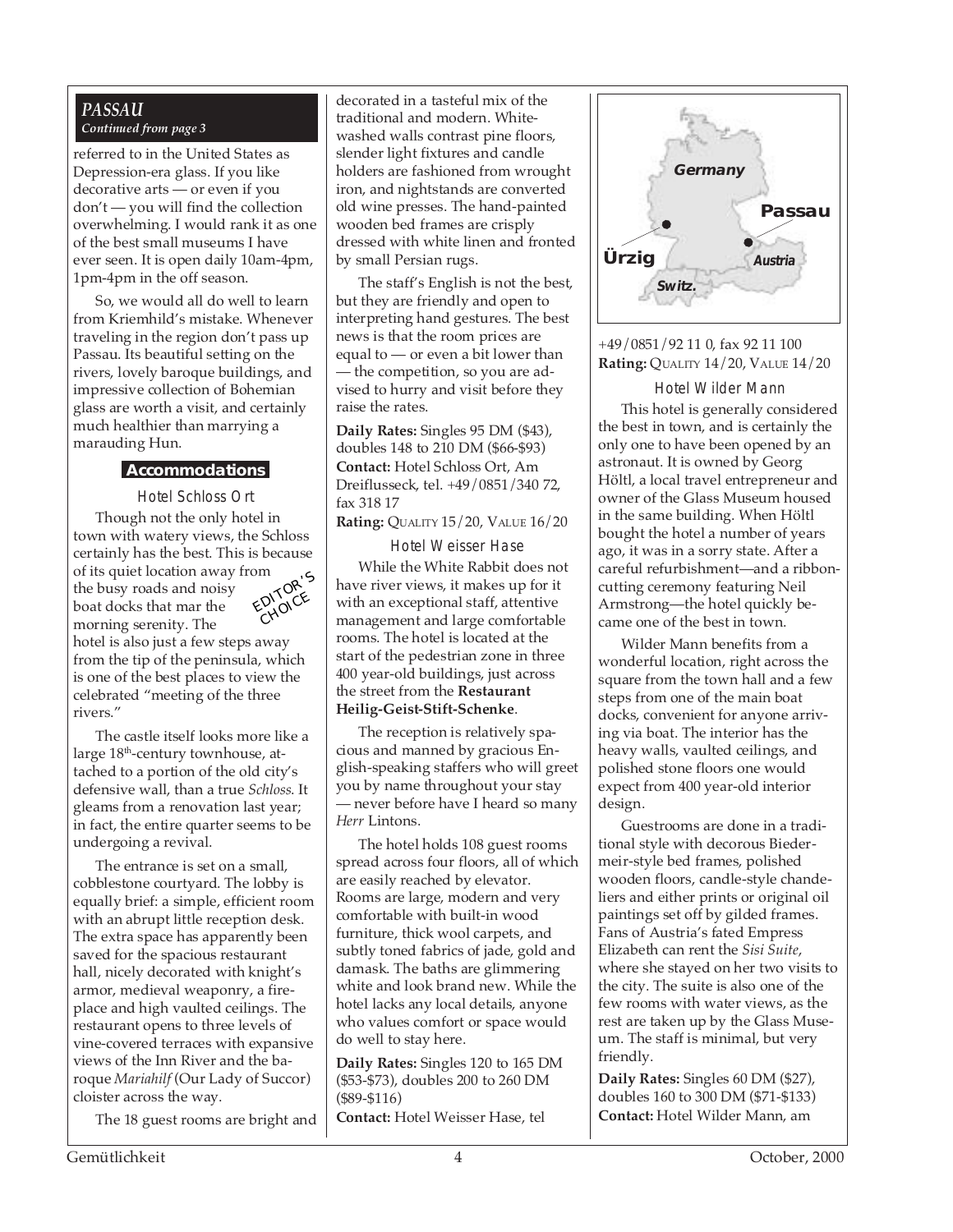## PASSAU

*Continued from page 3*

referred to in the United States as Depression-era glass. If you like decorative arts — or even if you don't — you will find the collection overwhelming. I would rank it as one of the best small museums I have ever seen. It is open daily 10am-4pm, 1pm-4pm in the off season.

So, we would all do well to learn from Kriemhild's mistake. Whenever traveling in the region don't pass up Passau. Its beautiful setting on the rivers, lovely baroque buildings, and impressive collection of Bohemian glass are worth a visit, and certainly much healthier than marrying a marauding Hun.

### Accommodations

#### Hotel Schloss Ort

EDITOR'S CHOICE

Though not the only hotel in town with watery views, the Schloss certainly has the best. This is because of its quiet location away from the busy roads and noisy boat docks that mar the morning serenity. The hotel is also just a few steps away from the tip of the peninsula, which is one of the best places to view the celebrated "meeting of the three rivers."

The castle itself looks more like a large 18th-century townhouse, attached to a portion of the old city's defensive wall, than a true *Schloss*. It gleams from a renovation last year; in fact, the entire quarter seems to be undergoing a revival.

The entrance is set on a small, cobblestone courtyard. The lobby is equally brief: a simple, efficient room with an abrupt little reception desk. The extra space has apparently been saved for the spacious restaurant hall, nicely decorated with knight's armor, medieval weaponry, a fireplace and high vaulted ceilings. The restaurant opens to three levels of vine-covered terraces with expansive views of the Inn River and the baroque *Mariahilf* (Our Lady of Succor) cloister across the way.

The 18 guest rooms are bright and decorated in a tasteful mix of the traditional and modern. Whitewashed walls contrast pine floors, slender light fixtures and candle holders are fashioned from wrought iron, and nightstands are converted old wine presses. The hand-painted wooden bed frames are crisply dressed with white linen and fronted by small Persian rugs.

The staff's English is not the best, but they are friendly and open to interpreting hand gestures. The best news is that the room prices are equal to — or even a bit lower than — the competition, so you are advised to hurry and visit before they raise the rates.

**Daily Rates:** Singles 95 DM ($43), doubles 148 to 210 DM ($66-$93)
**Contact:** Hotel Schloss Ort, Am Dreiflusseck, tel. +49/0851/340 72, fax 318 17
**Rating:** QUALITY 15/20, VALUE 16/20

#### Hotel Weisser Hase

While the White Rabbit does not have river views, it makes up for it with an exceptional staff, attentive management and large comfortable rooms. The hotel is located at the start of the pedestrian zone in three 400 year-old buildings, just across the street from the **Restaurant Heilig-Geist-Stift-Schenke**.

The reception is relatively spacious and manned by gracious English-speaking staffers who will greet you by name throughout your stay — never before have I heard so many *Herr* Lintons.

The hotel holds 108 guest rooms spread across four floors, all of which are easily reached by elevator. Rooms are large, modern and very comfortable with built-in wood furniture, thick wool carpets, and subtly toned fabrics of jade, gold and damask. The baths are glimmering white and look brand new. While the hotel lacks any local details, anyone who values comfort or space would do well to stay here.

**Daily Rates:** Singles 120 to 165 DM ($53-$73), doubles 200 to 260 DM ($89-$116)
**Contact:** Hotel Weisser Hase, tel +49/0851/92 11 0, fax 92 11 100
**Rating:** QUALITY 14/20, VALUE 14/20

#### Hotel Wilder Mann

This hotel is generally considered the best in town, and is certainly the only one to have been opened by an astronaut. It is owned by Georg Höltl, a local travel entrepreneur and owner of the Glass Museum housed in the same building. When Höltl bought the hotel a number of years ago, it was in a sorry state. After a careful refurbishment—and a ribbon-cutting ceremony featuring Neil Armstrong—the hotel quickly became one of the best in town.

Wilder Mann benefits from a wonderful location, right across the square from the town hall and a few steps from one of the main boat docks, convenient for anyone arriving via boat. The interior has the heavy walls, vaulted ceilings, and polished stone floors one would expect from 400 year-old interior design.

Guestrooms are done in a traditional style with decorous Biedermeir-style bed frames, polished wooden floors, candle-style chandeliers and either prints or original oil paintings set off by gilded frames. Fans of Austria's fated Empress Elizabeth can rent the *Sisi Suite*, where she stayed on her two visits to the city. The suite is also one of the few rooms with water views, as the rest are taken up by the Glass Museum. The staff is minimal, but very friendly.

**Daily Rates:** Singles 60 DM ($27), doubles 160 to 300 DM ($71-$133)
**Contact:** Hotel Wilder Mann, am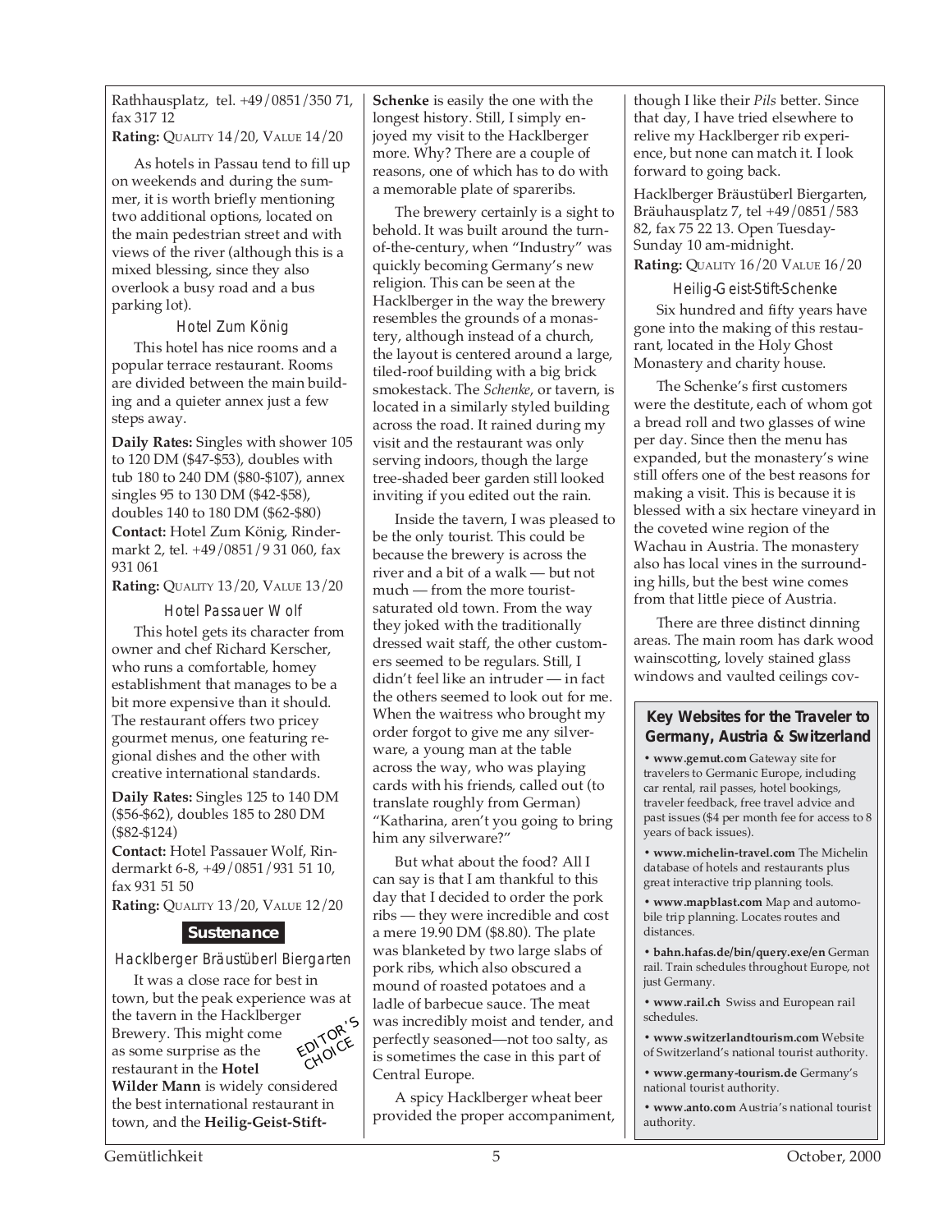Rathhausplatz, tel. +49/0851/350 71, fax 317 12

**Rating:** QUALITY 14/20, VALUE 14/20

As hotels in Passau tend to fill up on weekends and during the summer, it is worth briefly mentioning two additional options, located on the main pedestrian street and with views of the river (although this is a mixed blessing, since they also overlook a busy road and a bus parking lot).

### Hotel Zum König

This hotel has nice rooms and a popular terrace restaurant. Rooms are divided between the main building and a quieter annex just a few steps away.

**Daily Rates:** Singles with shower 105 to 120 DM ($47-$53), doubles with tub 180 to 240 DM ($80-$107), annex singles 95 to 130 DM ($42-$58), doubles 140 to 180 DM ($62-$80)

**Contact:** Hotel Zum König, Rindermarkt 2, tel. +49/0851/9 31 060, fax 931 061

**Rating:** QUALITY 13/20, VALUE 13/20

### Hotel Passauer Wolf

This hotel gets its character from owner and chef Richard Kerscher, who runs a comfortable, homey establishment that manages to be a bit more expensive than it should. The restaurant offers two pricey gourmet menus, one featuring regional dishes and the other with creative international standards.

**Daily Rates:** Singles 125 to 140 DM ($56-$62), doubles 185 to 280 DM ($82-$124)

**Contact:** Hotel Passauer Wolf, Rindermarkt 6-8, +49/0851/931 51 10, fax 931 51 50

**Rating:** QUALITY 13/20, VALUE 12/20

## Sustenance

### Hacklberger Bräustüberl Biergarten

EDITOR'S CHOICE

It was a close race for best in town, but the peak experience was at the tavern in the Hacklberger Brewery. This might come as some surprise as the restaurant in the **Hotel Wilder Mann** is widely considered the best international restaurant in town, and the **Heilig-Geist-Stift-Schenke** is easily the one with the longest history. Still, I simply enjoyed my visit to the Hacklberger more. Why? There are a couple of reasons, one of which has to do with a memorable plate of spareribs.

The brewery certainly is a sight to behold. It was built around the turn-of-the-century, when "Industry" was quickly becoming Germany's new religion. This can be seen at the Hacklberger in the way the brewery resembles the grounds of a monastery, although instead of a church, the layout is centered around a large, tiled-roof building with a big brick smokestack. The *Schenke*, or tavern, is located in a similarly styled building across the road. It rained during my visit and the restaurant was only serving indoors, though the large tree-shaded beer garden still looked inviting if you edited out the rain.

Inside the tavern, I was pleased to be the only tourist. This could be because the brewery is across the river and a bit of a walk — but not much — from the more tourist-saturated old town. From the way they joked with the traditionally dressed wait staff, the other customers seemed to be regulars. Still, I didn't feel like an intruder — in fact the others seemed to look out for me. When the waitress who brought my order forgot to give me any silverware, a young man at the table across the way, who was playing cards with his friends, called out (to translate roughly from German) "Katharina, aren't you going to bring him any silverware?"

But what about the food? All I can say is that I am thankful to this day that I decided to order the pork ribs — they were incredible and cost a mere 19.90 DM ($8.80). The plate was blanketed by two large slabs of pork ribs, which also obscured a mound of roasted potatoes and a ladle of barbecue sauce. The meat was incredibly moist and tender, and perfectly seasoned—not too salty, as is sometimes the case in this part of Central Europe.

A spicy Hacklberger wheat beer provided the proper accompaniment, though I like their *Pils* better. Since that day, I have tried elsewhere to relive my Hacklberger rib experience, but none can match it. I look forward to going back.

Hacklberger Bräustüberl Biergarten, Bräuhausplatz 7, tel +49/0851/583 82, fax 75 22 13. Open Tuesday-Sunday 10 am-midnight.

**Rating:** QUALITY 16/20 VALUE 16/20

### Heilig-Geist-Stift-Schenke

Six hundred and fifty years have gone into the making of this restaurant, located in the Holy Ghost Monastery and charity house.

The Schenke's first customers were the destitute, each of whom got a bread roll and two glasses of wine per day. Since then the menu has expanded, but the monastery's wine still offers one of the best reasons for making a visit. This is because it is blessed with a six hectare vineyard in the coveted wine region of the Wachau in Austria. The monastery also has local vines in the surrounding hills, but the best wine comes from that little piece of Austria.

There are three distinct dinning areas. The main room has dark wood wainscotting, lovely stained glass windows and vaulted ceilings cov-

### Key Websites for the Traveler to Germany, Austria & Switzerland

- **www.gemut.com** Gateway site for travelers to Germanic Europe, including car rental, rail passes, hotel bookings, traveler feedback, free travel advice and past issues ($4 per month fee for access to 8 years of back issues).
- **www.michelin-travel.com** The Michelin database of hotels and restaurants plus great interactive trip planning tools.
- **www.mapblast.com** Map and automobile trip planning. Locates routes and distances.
- **bahn.hafas.de/bin/query.exe/en** German rail. Train schedules throughout Europe, not just Germany.
- **www.rail.ch** Swiss and European rail schedules.
- **www.switzerlandtourism.com** Website of Switzerland's national tourist authority.
- **www.germany-tourism.de** Germany's national tourist authority.
- **www.anto.com** Austria's national tourist authority.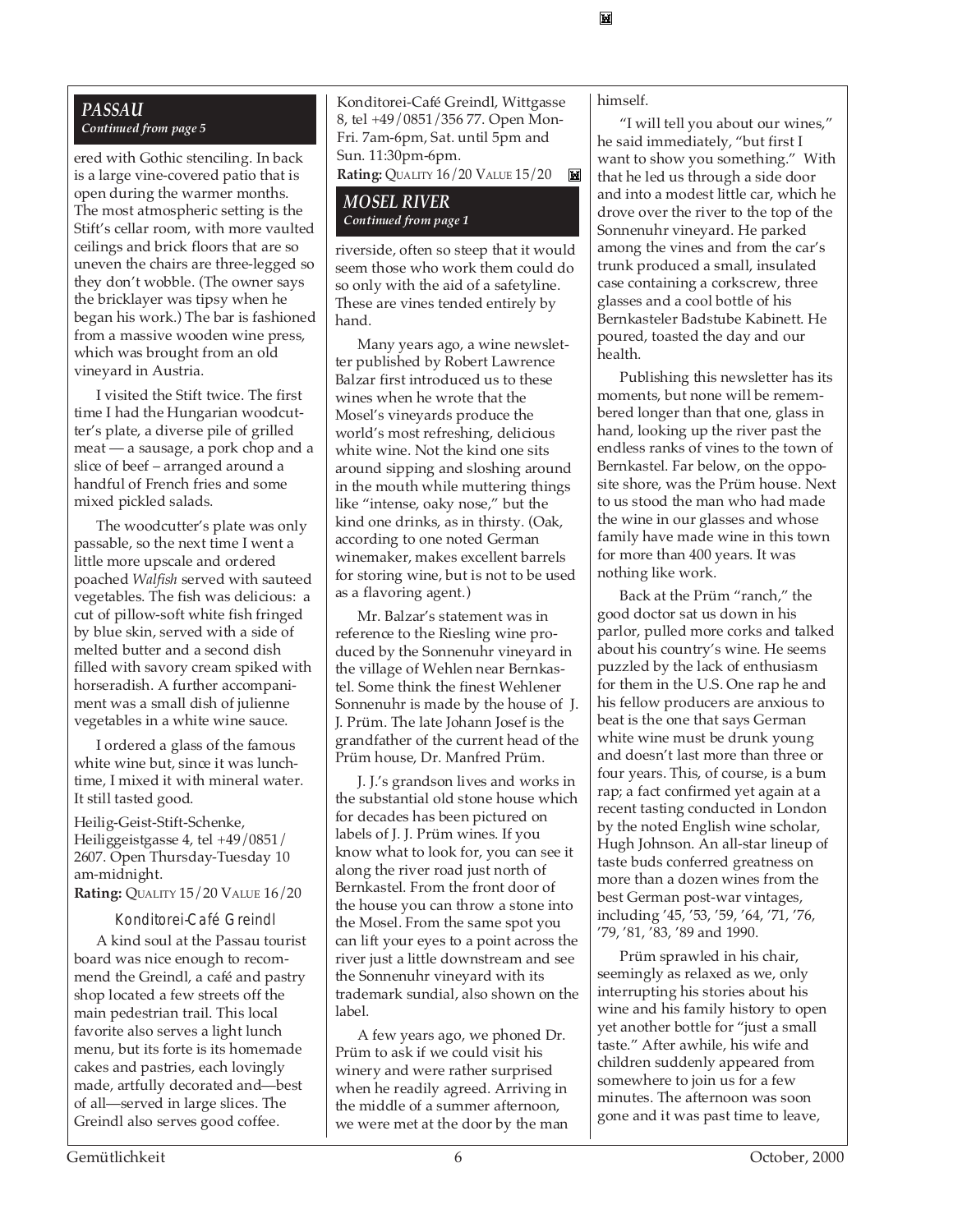## *PASSAU*

*Continued from page 5*

ered with Gothic stenciling. In back is a large vine-covered patio that is open during the warmer months. The most atmospheric setting is the Stift's cellar room, with more vaulted ceilings and brick floors that are so uneven the chairs are three-legged so they don't wobble. (The owner says the bricklayer was tipsy when he began his work.) The bar is fashioned from a massive wooden wine press, which was brought from an old vineyard in Austria.

I visited the Stift twice. The first time I had the Hungarian woodcutter's plate, a diverse pile of grilled meat — a sausage, a pork chop and a slice of beef – arranged around a handful of French fries and some mixed pickled salads.

The woodcutter's plate was only passable, so the next time I went a little more upscale and ordered poached *Walfish* served with sauteed vegetables. The fish was delicious: a cut of pillow-soft white fish fringed by blue skin, served with a side of melted butter and a second dish filled with savory cream spiked with horseradish. A further accompaniment was a small dish of julienne vegetables in a white wine sauce.

I ordered a glass of the famous white wine but, since it was lunchtime, I mixed it with mineral water. It still tasted good.

Heilig-Geist-Stift-Schenke, Heiliggeistgasse 4, tel +49/0851/2607. Open Thursday-Tuesday 10 am-midnight.
**Rating:** QUALITY 15/20 VALUE 16/20

### Konditorei-Café Greindl

A kind soul at the Passau tourist board was nice enough to recommend the Greindl, a café and pastry shop located a few streets off the main pedestrian trail. This local favorite also serves a light lunch menu, but its forte is its homemade cakes and pastries, each lovingly made, artfully decorated and—best of all—served in large slices. The Greindl also serves good coffee.

Konditorei-Café Greindl, Wittgasse 8, tel +49/0851/356 77. Open Mon-Fri. 7am-6pm, Sat. until 5pm and Sun. 11:30pm-6pm.
**Rating:** QUALITY 16/20 VALUE 15/20

## *MOSEL RIVER*

*Continued from page 1*

riverside, often so steep that it would seem those who work them could do so only with the aid of a safetyline. These are vines tended entirely by hand.

Many years ago, a wine newsletter published by Robert Lawrence Balzar first introduced us to these wines when he wrote that the Mosel's vineyards produce the world's most refreshing, delicious white wine. Not the kind one sits around sipping and sloshing around in the mouth while muttering things like "intense, oaky nose," but the kind one drinks, as in thirsty. (Oak, according to one noted German winemaker, makes excellent barrels for storing wine, but is not to be used as a flavoring agent.)

Mr. Balzar's statement was in reference to the Riesling wine produced by the Sonnenuhr vineyard in the village of Wehlen near Bernkastel. Some think the finest Wehlener Sonnenuhr is made by the house of J. J. Prüm. The late Johann Josef is the grandfather of the current head of the Prüm house, Dr. Manfred Prüm.

J. J.'s grandson lives and works in the substantial old stone house which for decades has been pictured on labels of J. J. Prüm wines. If you know what to look for, you can see it along the river road just north of Bernkastel. From the front door of the house you can throw a stone into the Mosel. From the same spot you can lift your eyes to a point across the river just a little downstream and see the Sonnenuhr vineyard with its trademark sundial, also shown on the label.

A few years ago, we phoned Dr. Prüm to ask if we could visit his winery and were rather surprised when he readily agreed. Arriving in the middle of a summer afternoon, we were met at the door by the man himself.

"I will tell you about our wines," he said immediately, "but first I want to show you something." With that he led us through a side door and into a modest little car, which he drove over the river to the top of the Sonnenuhr vineyard. He parked among the vines and from the car's trunk produced a small, insulated case containing a corkscrew, three glasses and a cool bottle of his Bernkasteler Badstube Kabinett. He poured, toasted the day and our health.

Publishing this newsletter has its moments, but none will be remembered longer than that one, glass in hand, looking up the river past the endless ranks of vines to the town of Bernkastel. Far below, on the opposite shore, was the Prüm house. Next to us stood the man who had made the wine in our glasses and whose family have made wine in this town for more than 400 years. It was nothing like work.

Back at the Prüm "ranch," the good doctor sat us down in his parlor, pulled more corks and talked about his country's wine. He seems puzzled by the lack of enthusiasm for them in the U.S. One rap he and his fellow producers are anxious to beat is the one that says German white wine must be drunk young and doesn't last more than three or four years. This, of course, is a bum rap; a fact confirmed yet again at a recent tasting conducted in London by the noted English wine scholar, Hugh Johnson. An all-star lineup of taste buds conferred greatness on more than a dozen wines from the best German post-war vintages, including '45, '53, '59, '64, '71, '76, '79, '81, '83, '89 and 1990.

Prüm sprawled in his chair, seemingly as relaxed as we, only interrupting his stories about his wine and his family history to open yet another bottle for "just a small taste." After awhile, his wife and children suddenly appeared from somewhere to join us for a few minutes. The afternoon was soon gone and it was past time to leave,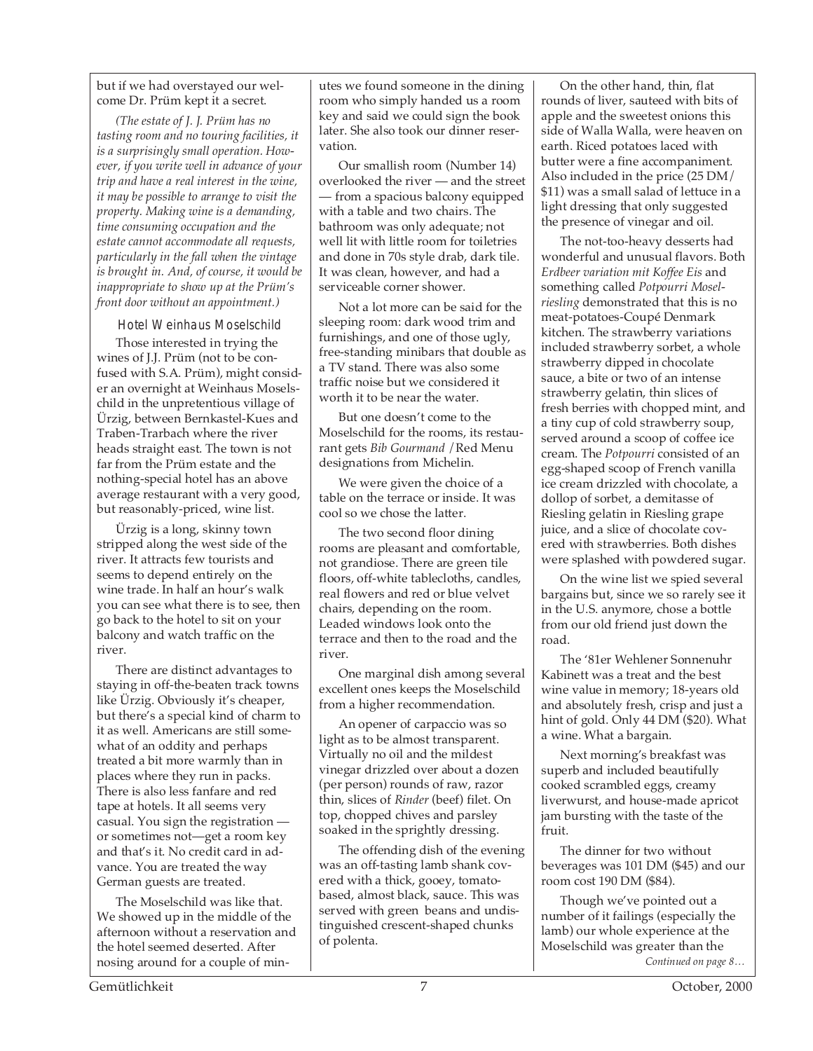but if we had overstayed our welcome Dr. Prüm kept it a secret.

*(The estate of J. J. Prüm has no tasting room and no touring facilities, it is a surprisingly small operation. However, if you write well in advance of your trip and have a real interest in the wine, it may be possible to arrange to visit the property. Making wine is a demanding, time consuming occupation and the estate cannot accommodate all requests, particularly in the fall when the vintage is brought in. And, of course, it would be inappropriate to show up at the Prüm's front door without an appointment.)*

### Hotel Weinhaus Moselschild

Those interested in trying the wines of J.J. Prüm (not to be confused with S.A. Prüm), might consider an overnight at Weinhaus Moselschild in the unpretentious village of Ürzig, between Bernkastel-Kues and Traben-Trarbach where the river heads straight east. The town is not far from the Prüm estate and the nothing-special hotel has an above average restaurant with a very good, but reasonably-priced, wine list.

Ürzig is a long, skinny town stripped along the west side of the river. It attracts few tourists and seems to depend entirely on the wine trade. In half an hour's walk you can see what there is to see, then go back to the hotel to sit on your balcony and watch traffic on the river.

There are distinct advantages to staying in off-the-beaten track towns like Ürzig. Obviously it's cheaper, but there's a special kind of charm to it as well. Americans are still somewhat of an oddity and perhaps treated a bit more warmly than in places where they run in packs. There is also less fanfare and red tape at hotels. It all seems very casual. You sign the registration — or sometimes not—get a room key and that's it. No credit card in advance. You are treated the way German guests are treated.

The Moselschild was like that. We showed up in the middle of the afternoon without a reservation and the hotel seemed deserted. After nosing around for a couple of minutes we found someone in the dining room who simply handed us a room key and said we could sign the book later. She also took our dinner reservation.

Our smallish room (Number 14) overlooked the river — and the street — from a spacious balcony equipped with a table and two chairs. The bathroom was only adequate; not well lit with little room for toiletries and done in 70s style drab, dark tile. It was clean, however, and had a serviceable corner shower.

Not a lot more can be said for the sleeping room: dark wood trim and furnishings, and one of those ugly, free-standing minibars that double as a TV stand. There was also some traffic noise but we considered it worth it to be near the water.

But one doesn't come to the Moselschild for the rooms, its restaurant gets *Bib Gourmand* /Red Menu designations from Michelin.

We were given the choice of a table on the terrace or inside. It was cool so we chose the latter.

The two second floor dining rooms are pleasant and comfortable, not grandiose. There are green tile floors, off-white tablecloths, candles, real flowers and red or blue velvet chairs, depending on the room. Leaded windows look onto the terrace and then to the road and the river.

One marginal dish among several excellent ones keeps the Moselschild from a higher recommendation.

An opener of carpaccio was so light as to be almost transparent. Virtually no oil and the mildest vinegar drizzled over about a dozen (per person) rounds of raw, razor thin, slices of *Rinder* (beef) filet. On top, chopped chives and parsley soaked in the sprightly dressing.

The offending dish of the evening was an off-tasting lamb shank covered with a thick, gooey, tomato-based, almost black, sauce. This was served with green beans and undistinguished crescent-shaped chunks of polenta.

On the other hand, thin, flat rounds of liver, sauteed with bits of apple and the sweetest onions this side of Walla Walla, were heaven on earth. Riced potatoes laced with butter were a fine accompaniment. Also included in the price (25 DM/ $11) was a small salad of lettuce in a light dressing that only suggested the presence of vinegar and oil.

The not-too-heavy desserts had wonderful and unusual flavors. Both *Erdbeer variation mit Koffee Eis* and something called *Potpourri Moselriesling* demonstrated that this is no meat-potatoes-Coupé Denmark kitchen. The strawberry variations included strawberry sorbet, a whole strawberry dipped in chocolate sauce, a bite or two of an intense strawberry gelatin, thin slices of fresh berries with chopped mint, and a tiny cup of cold strawberry soup, served around a scoop of coffee ice cream. The *Potpourri* consisted of an egg-shaped scoop of French vanilla ice cream drizzled with chocolate, a dollop of sorbet, a demitasse of Riesling gelatin in Riesling grape juice, and a slice of chocolate covered with strawberries. Both dishes were splashed with powdered sugar.

On the wine list we spied several bargains but, since we so rarely see it in the U.S. anymore, chose a bottle from our old friend just down the road.

The '81er Wehlener Sonnenuhr Kabinett was a treat and the best wine value in memory; 18-years old and absolutely fresh, crisp and just a hint of gold. Only 44 DM ($20). What a wine. What a bargain.

Next morning's breakfast was superb and included beautifully cooked scrambled eggs, creamy liverwurst, and house-made apricot jam bursting with the taste of the fruit.

The dinner for two without beverages was 101 DM ($45) and our room cost 190 DM ($84).

Though we've pointed out a number of it failings (especially the lamb) our whole experience at the Moselschild was greater than the

*Continued on page 8…*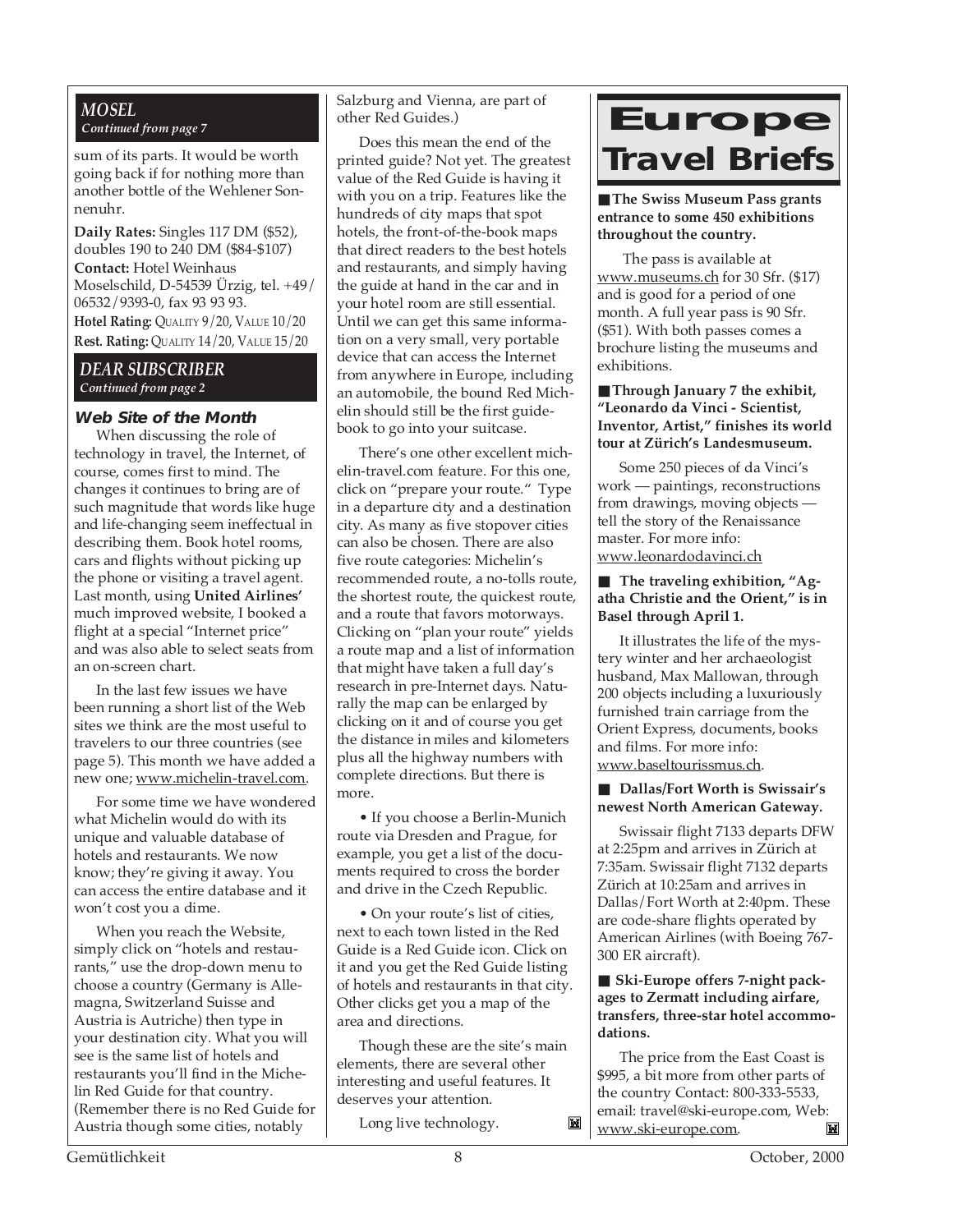## *MOSEL*

*Continued from page 7*

sum of its parts. It would be worth going back if for nothing more than another bottle of the Wehlener Sonnenuhr.

**Daily Rates:** Singles 117 DM ($52), doubles 190 to 240 DM ($84-$107)

**Contact:** Hotel Weinhaus Moselschild, D-54539 Ürzig, tel. +49/06532/9393-0, fax 93 93 93.

**Hotel Rating:** QUALITY 9/20, VALUE 10/20

**Rest. Rating:** QUALITY 14/20, VALUE 15/20

## *DEAR SUBSCRIBER*

*Continued from page 2*

### Web Site of the Month

When discussing the role of technology in travel, the Internet, of course, comes first to mind. The changes it continues to bring are of such magnitude that words like huge and life-changing seem ineffectual in describing them. Book hotel rooms, cars and flights without picking up the phone or visiting a travel agent. Last month, using **United Airlines'** much improved website, I booked a flight at a special "Internet price" and was also able to select seats from an on-screen chart.

In the last few issues we have been running a short list of the Web sites we think are the most useful to travelers to our three countries (see page 5). This month we have added a new one; www.michelin-travel.com.

For some time we have wondered what Michelin would do with its unique and valuable database of hotels and restaurants. We now know; they're giving it away. You can access the entire database and it won't cost you a dime.

When you reach the Website, simply click on "hotels and restaurants," use the drop-down menu to choose a country (Germany is Allemagna, Switzerland Suisse and Austria is Autriche) then type in your destination city. What you will see is the same list of hotels and restaurants you'll find in the Michelin Red Guide for that country. (Remember there is no Red Guide for Austria though some cities, notably Salzburg and Vienna, are part of other Red Guides.)

Does this mean the end of the printed guide? Not yet. The greatest value of the Red Guide is having it with you on a trip. Features like the hundreds of city maps that spot hotels, the front-of-the-book maps that direct readers to the best hotels and restaurants, and simply having the guide at hand in the car and in your hotel room are still essential. Until we can get this same information on a very small, very portable device that can access the Internet from anywhere in Europe, including an automobile, the bound Red Michelin should still be the first guidebook to go into your suitcase.

There's one other excellent michelin-travel.com feature. For this one, click on "prepare your route." Type in a departure city and a destination city. As many as five stopover cities can also be chosen. There are also five route categories: Michelin's recommended route, a no-tolls route, the shortest route, the quickest route, and a route that favors motorways. Clicking on "plan your route" yields a route map and a list of information that might have taken a full day's research in pre-Internet days. Naturally the map can be enlarged by clicking on it and of course you get the distance in miles and kilometers plus all the highway numbers with complete directions. But there is more.

• If you choose a Berlin-Munich route via Dresden and Prague, for example, you get a list of the documents required to cross the border and drive in the Czech Republic.

• On your route's list of cities, next to each town listed in the Red Guide is a Red Guide icon. Click on it and you get the Red Guide listing of hotels and restaurants in that city. Other clicks get you a map of the area and directions.

Though these are the site's main elements, there are several other interesting and useful features. It deserves your attention.

Long live technology.

# Europe Travel Briefs

■ **The Swiss Museum Pass grants entrance to some 450 exhibitions throughout the country.**

The pass is available at www.museums.ch for 30 Sfr. ($17) and is good for a period of one month. A full year pass is 90 Sfr. ($51). With both passes comes a brochure listing the museums and exhibitions.

■ **Through January 7 the exhibit, "Leonardo da Vinci - Scientist, Inventor, Artist," finishes its world tour at Zürich's Landesmuseum.**

Some 250 pieces of da Vinci's work — paintings, reconstructions from drawings, moving objects — tell the story of the Renaissance master. For more info: www.leonardodavinci.ch

■ **The traveling exhibition, "Agatha Christie and the Orient," is in Basel through April 1.**

It illustrates the life of the mystery winter and her archaeologist husband, Max Mallowan, through 200 objects including a luxuriously furnished train carriage from the Orient Express, documents, books and films. For more info: www.baseltourissmus.ch.

■ **Dallas/Fort Worth is Swissair's newest North American Gateway.**

Swissair flight 7133 departs DFW at 2:25pm and arrives in Zürich at 7:35am. Swissair flight 7132 departs Zürich at 10:25am and arrives in Dallas/Fort Worth at 2:40pm. These are code-share flights operated by American Airlines (with Boeing 767-300 ER aircraft).

■ **Ski-Europe offers 7-night packages to Zermatt including airfare, transfers, three-star hotel accommodations.**

The price from the East Coast is $995, a bit more from other parts of the country Contact: 800-333-5533, email: travel@ski-europe.com, Web: www.ski-europe.com.